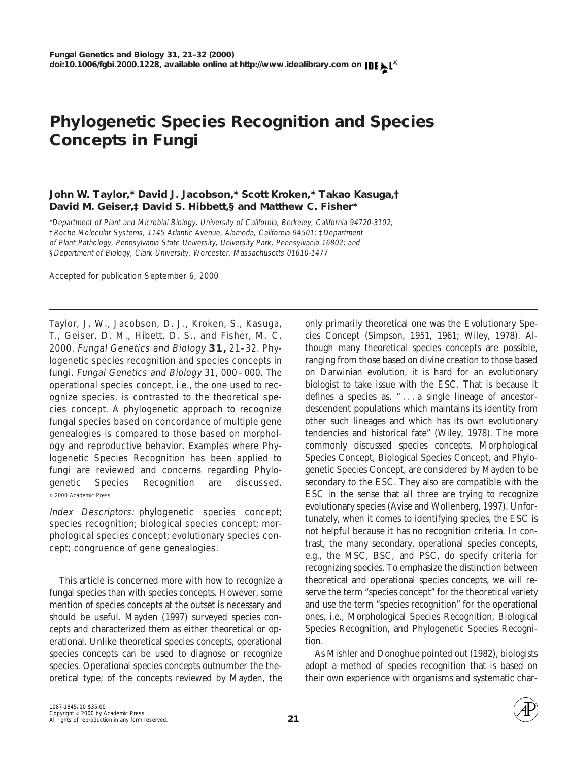# Phylogenetic Species Recognition and Species Concepts in Fungi

**John W. Taylor,* David J. Jacobson,* Scott Kroken,* Takao Kasuga,† David M. Geiser,‡ David S. Hibbett,§ and Matthew C. Fisher***

*\*Department of Plant and Microbial Biology, University of California, Berkeley, California 94720-3102; †Roche Molecular Systems, 1145 Atlantic Avenue, Alameda, California 94501; ‡Department of Plant Pathology, Pennsylvania State University, University Park, Pennsylvania 16802; and §Department of Biology, Clark University, Worcester, Massachusetts 01610-1477*

Accepted for publication September 6, 2000

Taylor, J. W., Jacobson, D. J., Kroken, S., Kasuga, T., Geiser, D. M., Hibbett, D. S., and Fisher, M. C. 2000. *Fungal Genetics and Biology* **31,** 21–32. Phylogenetic species recognition and species concepts in fungi. *Fungal Genetics and Biology* 31, 000–000. The operational species concept, i.e., the one used to recognize species, is contrasted to the theoretical species concept. A phylogenetic approach to recognize fungal species based on concordance of multiple gene genealogies is compared to those based on morphology and reproductive behavior. Examples where Phylogenetic Species Recognition has been applied to fungi are reviewed and concerns regarding Phylogenetic Species Recognition are discussed. © 2000 Academic Press

*Index Descriptors:* phylogenetic species concept; species recognition; biological species concept; morphological species concept; evolutionary species concept; congruence of gene genealogies.

This article is concerned more with how to recognize a fungal species than with species concepts. However, some mention of species concepts at the outset is necessary and should be useful. Mayden (1997) surveyed species concepts and characterized them as either theoretical or operational. Unlike theoretical species concepts, operational species concepts can be used to diagnose or recognize species. Operational species concepts outnumber the theoretical type; of the concepts reviewed by Mayden, the only primarily theoretical one was the Evolutionary Species Concept (Simpson, 1951, 1961; Wiley, 1978). Although many theoretical species concepts are possible, ranging from those based on divine creation to those based on Darwinian evolution, it is hard for an evolutionary biologist to take issue with the ESC. That is because it defines a species as, ". . . a single lineage of ancestor-descendent populations which maintains its identity from other such lineages and which has its own evolutionary tendencies and historical fate" (Wiley, 1978). The more commonly discussed species concepts, Morphological Species Concept, Biological Species Concept, and Phylogenetic Species Concept, are considered by Mayden to be secondary to the ESC. They also are compatible with the ESC in the sense that all three are trying to recognize evolutionary species (Avise and Wollenberg, 1997). Unfortunately, when it comes to identifying species, the ESC is not helpful because it has no recognition criteria. In contrast, the many secondary, operational species concepts, e.g., the MSC, BSC, and PSC, do specify criteria for recognizing species. To emphasize the distinction between theoretical and operational species concepts, we will reserve the term "species concept" for the theoretical variety and use the term "species recognition" for the operational ones, i.e., Morphological Species Recognition, Biological Species Recognition, and Phylogenetic Species Recognition.

As Mishler and Donoghue pointed out (1982), biologists adopt a method of species recognition that is based on their own experience with organisms and systematic char-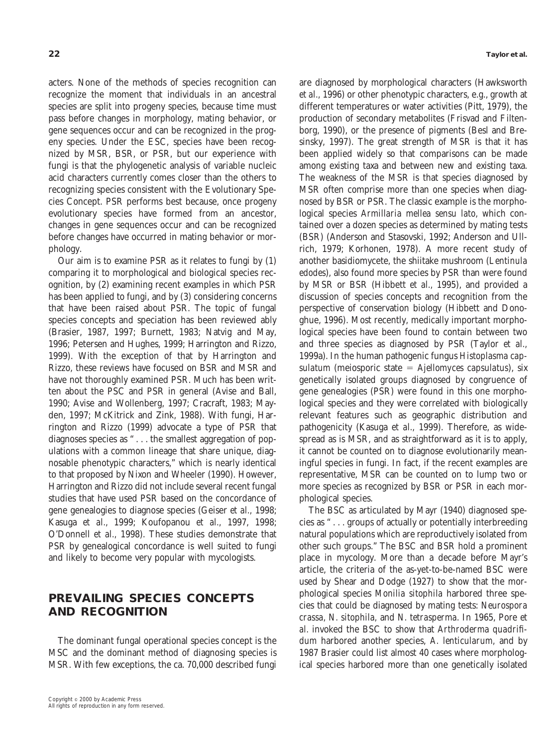acters. None of the methods of species recognition can recognize the moment that individuals in an ancestral species are split into progeny species, because time must pass before changes in morphology, mating behavior, or gene sequences occur and can be recognized in the progeny species. Under the ESC, species have been recognized by MSR, BSR, or PSR, but our experience with fungi is that the phylogenetic analysis of variable nucleic acid characters currently comes closer than the others to recognizing species consistent with the Evolutionary Species Concept. PSR performs best because, once progeny evolutionary species have formed from an ancestor, changes in gene sequences occur and can be recognized before changes have occurred in mating behavior or morphology.

Our aim is to examine PSR as it relates to fungi by (1) comparing it to morphological and biological species recognition, by (2) examining recent examples in which PSR has been applied to fungi, and by (3) considering concerns that have been raised about PSR. The topic of fungal species concepts and speciation has been reviewed ably (Brasier, 1987, 1997; Burnett, 1983; Natvig and May, 1996; Petersen and Hughes, 1999; Harrington and Rizzo, 1999). With the exception of that by Harrington and Rizzo, these reviews have focused on BSR and MSR and have not thoroughly examined PSR. Much has been written about the PSC and PSR in general (Avise and Ball, 1990; Avise and Wollenberg, 1997; Cracraft, 1983; Mayden, 1997; McKitrick and Zink, 1988). With fungi, Harrington and Rizzo (1999) advocate a type of PSR that diagnoses species as ". . . the smallest aggregation of populations with a common lineage that share unique, diagnosable phenotypic characters," which is nearly identical to that proposed by Nixon and Wheeler (1990). However, Harrington and Rizzo did not include several recent fungal studies that have used PSR based on the concordance of gene genealogies to diagnose species (Geiser *et al.*, 1998; Kasuga *et al.*, 1999; Koufopanou *et al.*, 1997, 1998; O'Donnell *et al.*, 1998). These studies demonstrate that PSR by genealogical concordance is well suited to fungi and likely to become very popular with mycologists.

## PREVAILING SPECIES CONCEPTS AND RECOGNITION

The dominant fungal operational species concept is the MSC and the dominant method of diagnosing species is MSR. With few exceptions, the ca. 70,000 described fungi are diagnosed by morphological characters (Hawksworth *et al.*, 1996) or other phenotypic characters, e.g., growth at different temperatures or water activities (Pitt, 1979), the production of secondary metabolites (Frisvad and Filtenborg, 1990), or the presence of pigments (Besl and Bresinsky, 1997). The great strength of MSR is that it has been applied widely so that comparisons can be made among existing taxa and between new and existing taxa. The weakness of the MSR is that species diagnosed by MSR often comprise more than one species when diagnosed by BSR or PSR. The classic example is the morphological species *Armillaria mellea sensu lato*, which contained over a dozen species as determined by mating tests (BSR) (Anderson and Stasovski, 1992; Anderson and Ullrich, 1979; Korhonen, 1978). A more recent study of another basidiomycete, the shiitake mushroom (*Lentinula edodes*), also found more species by PSR than were found by MSR or BSR (Hibbett *et al.*, 1995), and provided a discussion of species concepts and recognition from the perspective of conservation biology (Hibbett and Donoghue, 1996). Most recently, medically important morphological species have been found to contain between two and three species as diagnosed by PSR (Taylor *et al.*, 1999a). In the human pathogenic fungus *Histoplasma capsulatum* (meiosporic state = *Ajellomyces capsulatus*), six genetically isolated groups diagnosed by congruence of gene genealogies (PSR) were found in this one morphological species and they were correlated with biologically relevant features such as geographic distribution and pathogenicity (Kasuga *et al.*, 1999). Therefore, as widespread as is MSR, and as straightforward as it is to apply, it cannot be counted on to diagnose evolutionarily meaningful species in fungi. In fact, if the recent examples are representative, MSR can be counted on to lump two or more species as recognized by BSR or PSR in each morphological species.

The BSC as articulated by Mayr (1940) diagnosed species as ". . . groups of actually or potentially interbreeding natural populations which are reproductively isolated from other such groups." The BSC and BSR hold a prominent place in mycology. More than a decade before Mayr's article, the criteria of the as-yet-to-be-named BSC were used by Shear and Dodge (1927) to show that the morphological species *Monilia sitophila* harbored three species that could be diagnosed by mating tests: *Neurospora crassa*, *N. sitophila*, and *N. tetrasperma*. In 1965, Pore *et al.* invoked the BSC to show that *Arthroderma quadrifidum* harbored another species, *A. lenticularum*, and by 1987 Brasier could list almost 40 cases where morphological species harbored more than one genetically isolated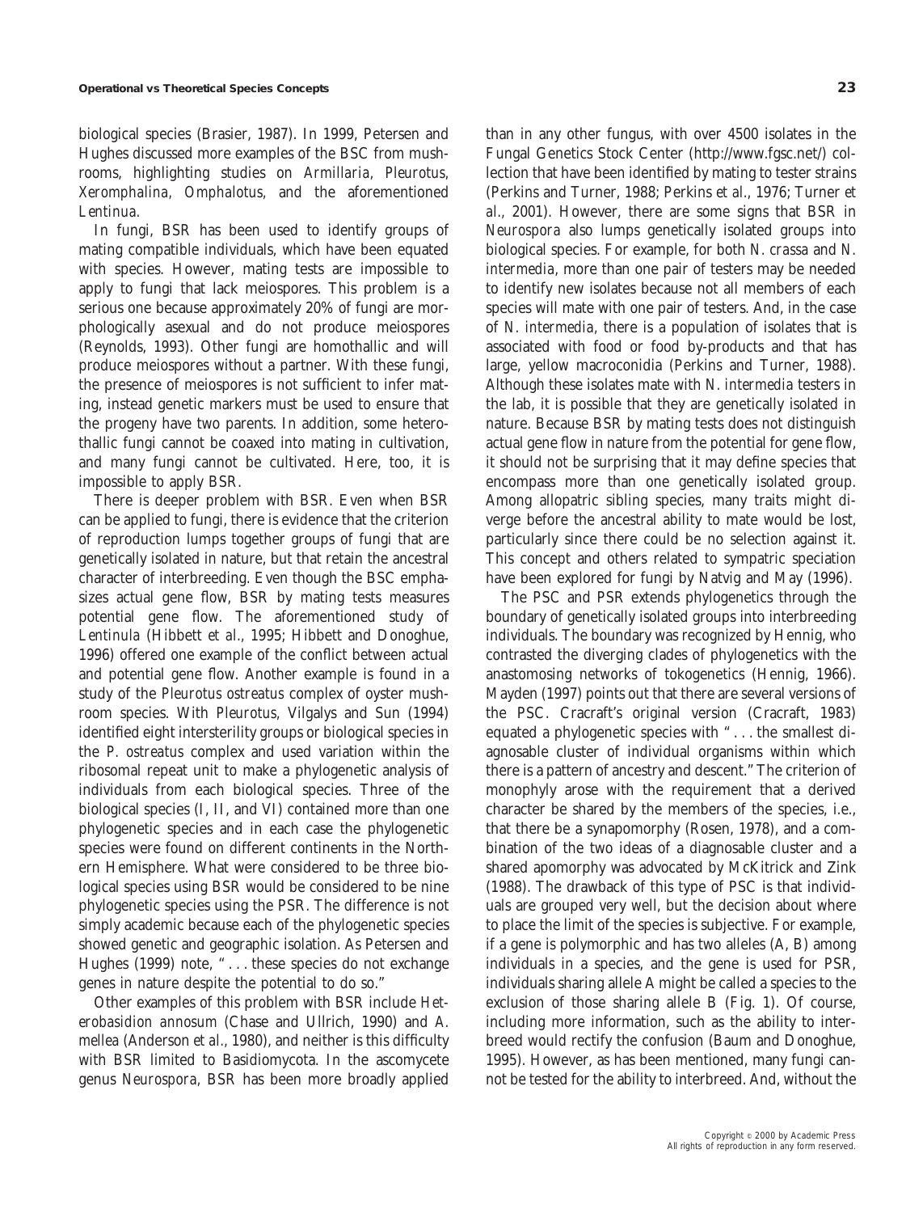biological species (Brasier, 1987). In 1999, Petersen and Hughes discussed more examples of the BSC from mushrooms, highlighting studies on *Armillaria*, *Pleurotus*, *Xeromphalina*, *Omphalotus*, and the aforementioned *Lentinua*.

In fungi, BSR has been used to identify groups of mating compatible individuals, which have been equated with species. However, mating tests are impossible to apply to fungi that lack meiospores. This problem is a serious one because approximately 20% of fungi are morphologically asexual and do not produce meiospores (Reynolds, 1993). Other fungi are homothallic and will produce meiospores without a partner. With these fungi, the presence of meiospores is not sufficient to infer mating, instead genetic markers must be used to ensure that the progeny have two parents. In addition, some heterothallic fungi cannot be coaxed into mating in cultivation, and many fungi cannot be cultivated. Here, too, it is impossible to apply BSR.

There is deeper problem with BSR. Even when BSR can be applied to fungi, there is evidence that the criterion of reproduction lumps together groups of fungi that are genetically isolated in nature, but that retain the ancestral character of interbreeding. Even though the BSC emphasizes actual gene flow, BSR by mating tests measures potential gene flow. The aforementioned study of *Lentinula* (Hibbett *et al.*, 1995; Hibbett and Donoghue, 1996) offered one example of the conflict between actual and potential gene flow. Another example is found in a study of the *Pleurotus ostreatus* complex of oyster mushroom species. With *Pleurotus*, Vilgalys and Sun (1994) identified eight intersterility groups or biological species in the *P. ostreatus* complex and used variation within the ribosomal repeat unit to make a phylogenetic analysis of individuals from each biological species. Three of the biological species (I, II, and VI) contained more than one phylogenetic species and in each case the phylogenetic species were found on different continents in the Northern Hemisphere. What were considered to be three biological species using BSR would be considered to be nine phylogenetic species using the PSR. The difference is not simply academic because each of the phylogenetic species showed genetic and geographic isolation. As Petersen and Hughes (1999) note, ". . . these species do not exchange genes in nature despite the potential to do so."

Other examples of this problem with BSR include *Heterobasidion annosum* (Chase and Ullrich, 1990) and *A. mellea* (Anderson *et al.*, 1980), and neither is this difficulty with BSR limited to Basidiomycota. In the ascomycete genus *Neurospora*, BSR has been more broadly applied than in any other fungus, with over 4500 isolates in the Fungal Genetics Stock Center (http://www.fgsc.net/) collection that have been identified by mating to tester strains (Perkins and Turner, 1988; Perkins *et al.*, 1976; Turner *et al.*, 2001). However, there are some signs that BSR in *Neurospora* also lumps genetically isolated groups into biological species. For example, for both *N. crassa* and *N. intermedia*, more than one pair of testers may be needed to identify new isolates because not all members of each species will mate with one pair of testers. And, in the case of *N. intermedia*, there is a population of isolates that is associated with food or food by-products and that has large, yellow macroconidia (Perkins and Turner, 1988). Although these isolates mate with *N. intermedia* testers in the lab, it is possible that they are genetically isolated in nature. Because BSR by mating tests does not distinguish actual gene flow in nature from the potential for gene flow, it should not be surprising that it may define species that encompass more than one genetically isolated group. Among allopatric sibling species, many traits might diverge before the ancestral ability to mate would be lost, particularly since there could be no selection against it. This concept and others related to sympatric speciation have been explored for fungi by Natvig and May (1996).

The PSC and PSR extends phylogenetics through the boundary of genetically isolated groups into interbreeding individuals. The boundary was recognized by Hennig, who contrasted the diverging clades of phylogenetics with the anastomosing networks of tokogenetics (Hennig, 1966). Mayden (1997) points out that there are several versions of the PSC. Cracraft's original version (Cracraft, 1983) equated a phylogenetic species with ". . . the smallest diagnosable cluster of individual organisms within which there is a pattern of ancestry and descent." The criterion of monophyly arose with the requirement that a derived character be shared by the members of the species, i.e., that there be a synapomorphy (Rosen, 1978), and a combination of the two ideas of a diagnosable cluster and a shared apomorphy was advocated by McKitrick and Zink (1988). The drawback of this type of PSC is that individuals are grouped very well, but the decision about where to place the limit of the species is subjective. For example, if a gene is polymorphic and has two alleles (A, B) among individuals in a species, and the gene is used for PSR, individuals sharing allele A might be called a species to the exclusion of those sharing allele B (Fig. 1). Of course, including more information, such as the ability to interbreed would rectify the confusion (Baum and Donoghue, 1995). However, as has been mentioned, many fungi cannot be tested for the ability to interbreed. And, without the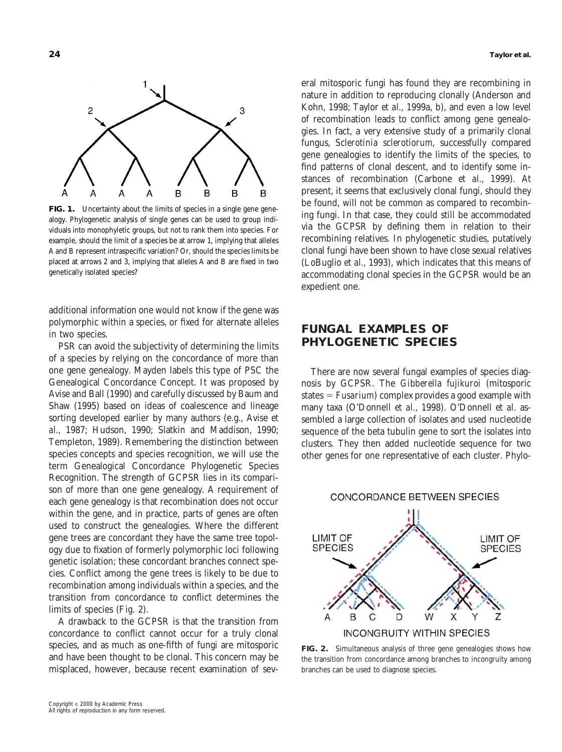1

2

3

A A A A B B B B

**FIG. 1.** Uncertainty about the limits of species in a single gene genealogy. Phylogenetic analysis of single genes can be used to group individuals into monophyletic groups, but not to rank them into species. For example, should the limit of a species be at arrow 1, implying that alleles A and B represent intraspecific variation? Or, should the species limits be placed at arrows 2 and 3, implying that alleles A and B are fixed in two genetically isolated species?

additional information one would not know if the gene was polymorphic within a species, or fixed for alternate alleles in two species.

PSR can avoid the subjectivity of determining the limits of a species by relying on the concordance of more than one gene genealogy. Mayden labels this type of PSC the Genealogical Concordance Concept. It was proposed by Avise and Ball (1990) and carefully discussed by Baum and Shaw (1995) based on ideas of coalescence and lineage sorting developed earlier by many authors (e.g., Avise *et al.*, 1987; Hudson, 1990; Slatkin and Maddison, 1990; Templeton, 1989). Remembering the distinction between species concepts and species recognition, we will use the term Genealogical Concordance Phylogenetic Species Recognition. The strength of GCPSR lies in its comparison of more than one gene genealogy. A requirement of each gene genealogy is that recombination does not occur within the gene, and in practice, parts of genes are often used to construct the genealogies. Where the different gene trees are concordant they have the same tree topology due to fixation of formerly polymorphic loci following genetic isolation; these concordant branches connect species. Conflict among the gene trees is likely to be due to recombination among individuals within a species, and the transition from concordance to conflict determines the limits of species (Fig. 2).

A drawback to the GCPSR is that the transition from concordance to conflict cannot occur for a truly clonal species, and as much as one-fifth of fungi are mitosporic and have been thought to be clonal. This concern may be misplaced, however, because recent examination of several mitosporic fungi has found they are recombining in nature in addition to reproducing clonally (Anderson and Kohn, 1998; Taylor *et al.*, 1999a, b), and even a low level of recombination leads to conflict among gene genealogies. In fact, a very extensive study of a primarily clonal fungus, *Sclerotinia sclerotiorum*, successfully compared gene genealogies to identify the limits of the species, to find patterns of clonal descent, and to identify some instances of recombination (Carbone *et al.*, 1999). At present, it seems that exclusively clonal fungi, should they be found, will not be common as compared to recombining fungi. In that case, they could still be accommodated via the GCPSR by defining them in relation to their recombining relatives. In phylogenetic studies, putatively clonal fungi have been shown to have close sexual relatives (LoBuglio *et al.*, 1993), which indicates that this means of accommodating clonal species in the GCPSR would be an expedient one.

## FUNGAL EXAMPLES OF PHYLOGENETIC SPECIES

There are now several fungal examples of species diagnosis by GCPSR. The *Gibberella fujikuroi* (mitosporic states = *Fusarium*) complex provides a good example with many taxa (O'Donnell *et al.*, 1998). O'Donnell *et al.* assembled a large collection of isolates and used nucleotide sequence of the beta tubulin gene to sort the isolates into clusters. They then added nucleotide sequence for two other genes for one representative of each cluster. Phylo-

CONCORDANCE BETWEEN SPECIES

LIMIT OF SPECIES

LIMIT OF SPECIES

A B C D W X Y Z

INCONGRUITY WITHIN SPECIES

**FIG. 2.** Simultaneous analysis of three gene genealogies shows how the transition from concordance among branches to incongruity among branches can be used to diagnose species.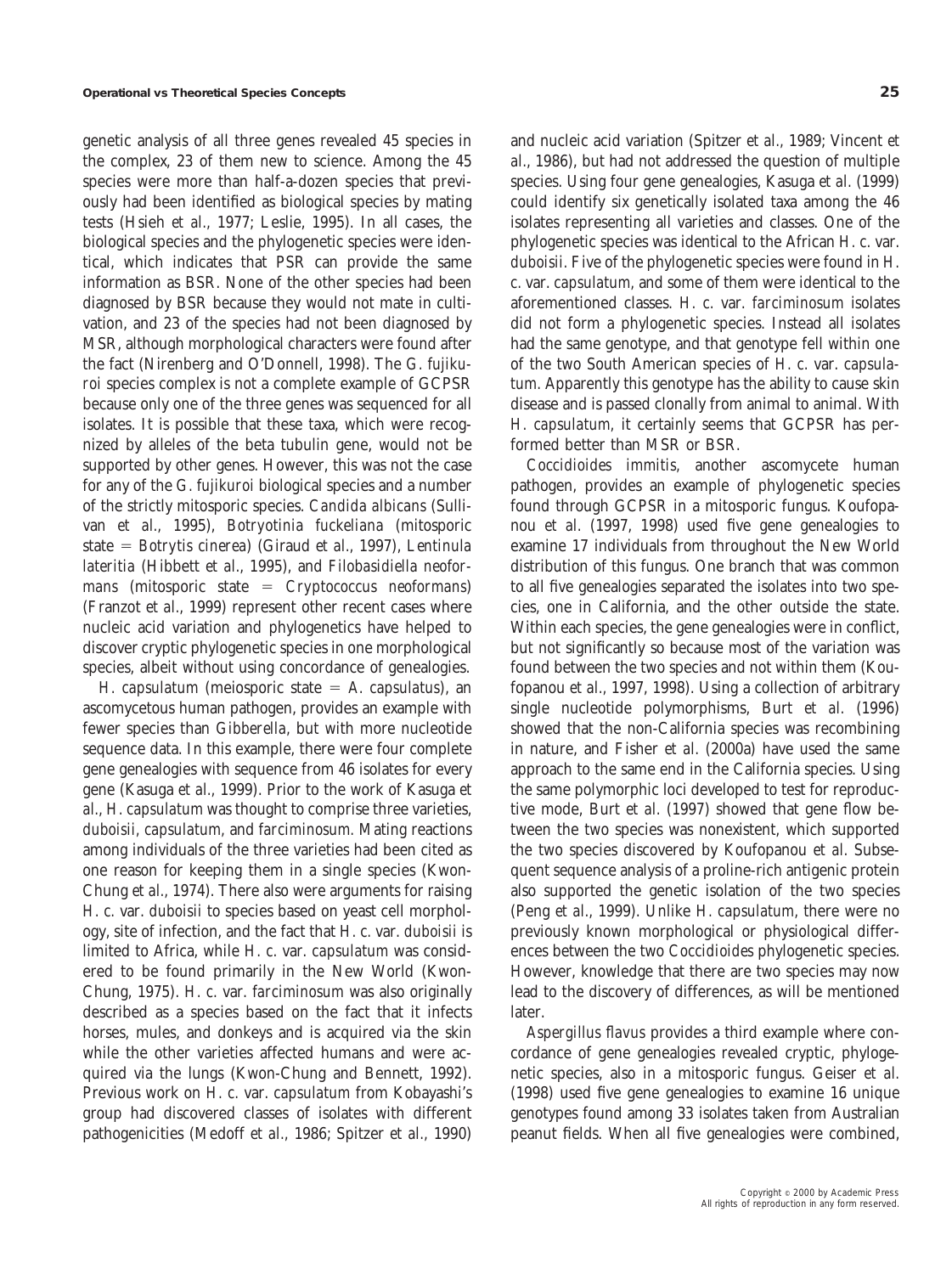genetic analysis of all three genes revealed 45 species in the complex, 23 of them new to science. Among the 45 species were more than half-a-dozen species that previously had been identified as biological species by mating tests (Hsieh *et al.*, 1977; Leslie, 1995). In all cases, the biological species and the phylogenetic species were identical, which indicates that PSR can provide the same information as BSR. None of the other species had been diagnosed by BSR because they would not mate in cultivation, and 23 of the species had not been diagnosed by MSR, although morphological characters were found after the fact (Nirenberg and O'Donnell, 1998). The *G. fujikuroi* species complex is not a complete example of GCPSR because only one of the three genes was sequenced for all isolates. It is possible that these taxa, which were recognized by alleles of the beta tubulin gene, would not be supported by other genes. However, this was not the case for any of the *G. fujikuroi* biological species and a number of the strictly mitosporic species. *Candida albicans* (Sullivan *et al.*, 1995), *Botryotinia fuckeliana* (mitosporic state = *Botrytis cinerea*) (Giraud *et al.*, 1997), *Lentinula lateritia* (Hibbett *et al.*, 1995), and *Filobasidiella neoformans* (mitosporic state = *Cryptococcus neoformans*) (Franzot *et al.*, 1999) represent other recent cases where nucleic acid variation and phylogenetics have helped to discover cryptic phylogenetic species in one morphological species, albeit without using concordance of genealogies.

*H. capsulatum* (meiosporic state = *A. capsulatus*), an ascomycetous human pathogen, provides an example with fewer species than *Gibberella*, but with more nucleotide sequence data. In this example, there were four complete gene genealogies with sequence from 46 isolates for every gene (Kasuga *et al.*, 1999). Prior to the work of Kasuga *et al.*, *H. capsulatum* was thought to comprise three varieties, *duboisii*, *capsulatum*, and *farciminosum*. Mating reactions among individuals of the three varieties had been cited as one reason for keeping them in a single species (Kwon-Chung *et al.*, 1974). There also were arguments for raising *H. c.* var. *duboisii* to species based on yeast cell morphology, site of infection, and the fact that *H. c.* var. *duboisii* is limited to Africa, while *H. c.* var. *capsulatum* was considered to be found primarily in the New World (Kwon-Chung, 1975). *H. c.* var. *farciminosum* was also originally described as a species based on the fact that it infects horses, mules, and donkeys and is acquired via the skin while the other varieties affected humans and were acquired via the lungs (Kwon-Chung and Bennett, 1992). Previous work on *H. c.* var. *capsulatum* from Kobayashi's group had discovered classes of isolates with different pathogenicities (Medoff *et al.*, 1986; Spitzer *et al.*, 1990) and nucleic acid variation (Spitzer *et al.*, 1989; Vincent *et al.*, 1986), but had not addressed the question of multiple species. Using four gene genealogies, Kasuga *et al.* (1999) could identify six genetically isolated taxa among the 46 isolates representing all varieties and classes. One of the phylogenetic species was identical to the African *H. c.* var. *duboisii*. Five of the phylogenetic species were found in *H. c.* var. *capsulatum*, and some of them were identical to the aforementioned classes. *H. c.* var. *farciminosum* isolates did not form a phylogenetic species. Instead all isolates had the same genotype, and that genotype fell within one of the two South American species of *H. c.* var. *capsulatum*. Apparently this genotype has the ability to cause skin disease and is passed clonally from animal to animal. With *H. capsulatum*, it certainly seems that GCPSR has performed better than MSR or BSR.

*Coccidioides immitis*, another ascomycete human pathogen, provides an example of phylogenetic species found through GCPSR in a mitosporic fungus. Koufopanou *et al.* (1997, 1998) used five gene genealogies to examine 17 individuals from throughout the New World distribution of this fungus. One branch that was common to all five genealogies separated the isolates into two species, one in California, and the other outside the state. Within each species, the gene genealogies were in conflict, but not significantly so because most of the variation was found between the two species and not within them (Koufopanou *et al.*, 1997, 1998). Using a collection of arbitrary single nucleotide polymorphisms, Burt *et al.* (1996) showed that the non-California species was recombining in nature, and Fisher *et al.* (2000a) have used the same approach to the same end in the California species. Using the same polymorphic loci developed to test for reproductive mode, Burt *et al.* (1997) showed that gene flow between the two species was nonexistent, which supported the two species discovered by Koufopanou *et al.* Subsequent sequence analysis of a proline-rich antigenic protein also supported the genetic isolation of the two species (Peng *et al.*, 1999). Unlike *H. capsulatum*, there were no previously known morphological or physiological differences between the two *Coccidioides* phylogenetic species. However, knowledge that there are two species may now lead to the discovery of differences, as will be mentioned later.

*Aspergillus flavus* provides a third example where concordance of gene genealogies revealed cryptic, phylogenetic species, also in a mitosporic fungus. Geiser *et al.* (1998) used five gene genealogies to examine 16 unique genotypes found among 33 isolates taken from Australian peanut fields. When all five genealogies were combined,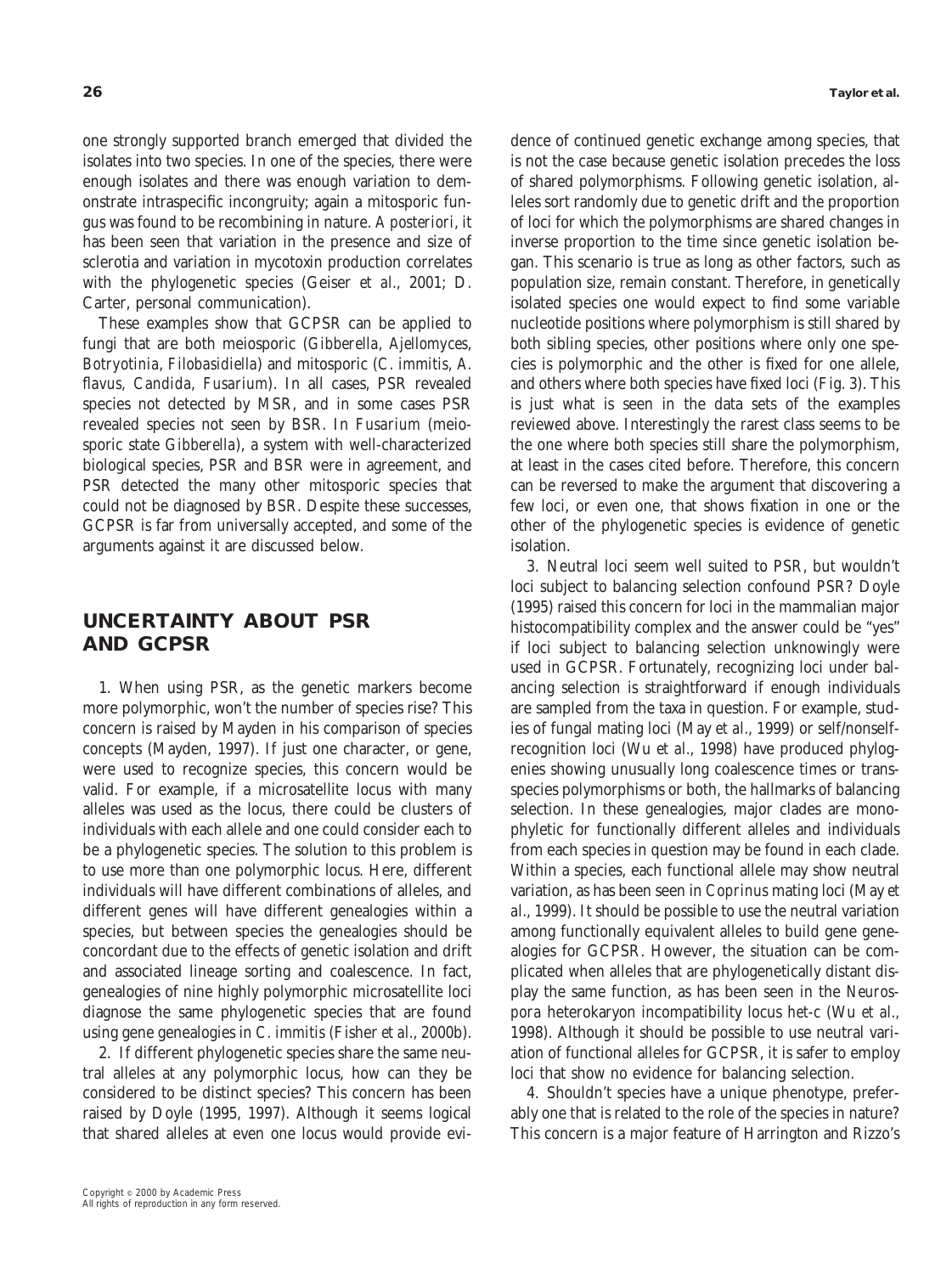one strongly supported branch emerged that divided the isolates into two species. In one of the species, there were enough isolates and there was enough variation to demonstrate intraspecific incongruity; again a mitosporic fungus was found to be recombining in nature. *A posteriori*, it has been seen that variation in the presence and size of sclerotia and variation in mycotoxin production correlates with the phylogenetic species (Geiser *et al.*, 2001; D. Carter, personal communication).

These examples show that GCPSR can be applied to fungi that are both meiosporic (*Gibberella*, *Ajellomyces*, *Botryotinia*, *Filobasidiella*) and mitosporic (*C. immitis*, *A. flavus*, *Candida*, *Fusarium*). In all cases, PSR revealed species not detected by MSR, and in some cases PSR revealed species not seen by BSR. In *Fusarium* (meiosporic state *Gibberella*), a system with well-characterized biological species, PSR and BSR were in agreement, and PSR detected the many other mitosporic species that could not be diagnosed by BSR. Despite these successes, GCPSR is far from universally accepted, and some of the arguments against it are discussed below.

## UNCERTAINTY ABOUT PSR AND GCPSR

1. When using PSR, as the genetic markers become more polymorphic, won't the number of species rise? This concern is raised by Mayden in his comparison of species concepts (Mayden, 1997). If just one character, or gene, were used to recognize species, this concern would be valid. For example, if a microsatellite locus with many alleles was used as the locus, there could be clusters of individuals with each allele and one could consider each to be a phylogenetic species. The solution to this problem is to use more than one polymorphic locus. Here, different individuals will have different combinations of alleles, and different genes will have different genealogies within a species, but between species the genealogies should be concordant due to the effects of genetic isolation and drift and associated lineage sorting and coalescence. In fact, genealogies of nine highly polymorphic microsatellite loci diagnose the same phylogenetic species that are found using gene genealogies in *C. immitis* (Fisher *et al.*, 2000b).

2. If different phylogenetic species share the same neutral alleles at any polymorphic locus, how can they be considered to be distinct species? This concern has been raised by Doyle (1995, 1997). Although it seems logical that shared alleles at even one locus would provide evidence of continued genetic exchange among species, that is not the case because genetic isolation precedes the loss of shared polymorphisms. Following genetic isolation, alleles sort randomly due to genetic drift and the proportion of loci for which the polymorphisms are shared changes in inverse proportion to the time since genetic isolation began. This scenario is true as long as other factors, such as population size, remain constant. Therefore, in genetically isolated species one would expect to find some variable nucleotide positions where polymorphism is still shared by both sibling species, other positions where only one species is polymorphic and the other is fixed for one allele, and others where both species have fixed loci (Fig. 3). This is just what is seen in the data sets of the examples reviewed above. Interestingly the rarest class seems to be the one where both species still share the polymorphism, at least in the cases cited before. Therefore, this concern can be reversed to make the argument that discovering a few loci, or even one, that shows fixation in one or the other of the phylogenetic species is evidence of genetic isolation.

3. Neutral loci seem well suited to PSR, but wouldn't loci subject to balancing selection confound PSR? Doyle (1995) raised this concern for loci in the mammalian major histocompatibility complex and the answer could be "yes" if loci subject to balancing selection unknowingly were used in GCPSR. Fortunately, recognizing loci under balancing selection is straightforward if enough individuals are sampled from the taxa in question. For example, studies of fungal mating loci (May *et al.*, 1999) or self/nonself-recognition loci (Wu *et al.*, 1998) have produced phylogenies showing unusually long coalescence times or trans-species polymorphisms or both, the hallmarks of balancing selection. In these genealogies, major clades are monophyletic for functionally different alleles and individuals from each species in question may be found in each clade. Within a species, each functional allele may show neutral variation, as has been seen in *Coprinus* mating loci (May *et al.*, 1999). It should be possible to use the neutral variation among functionally equivalent alleles to build gene genealogies for GCPSR. However, the situation can be complicated when alleles that are phylogenetically distant display the same function, as has been seen in the *Neurospora* heterokaryon incompatibility locus *het-c* (Wu *et al.*, 1998). Although it should be possible to use neutral variation of functional alleles for GCPSR, it is safer to employ loci that show no evidence for balancing selection.

4. Shouldn't species have a unique phenotype, preferably one that is related to the role of the species in nature? This concern is a major feature of Harrington and Rizzo's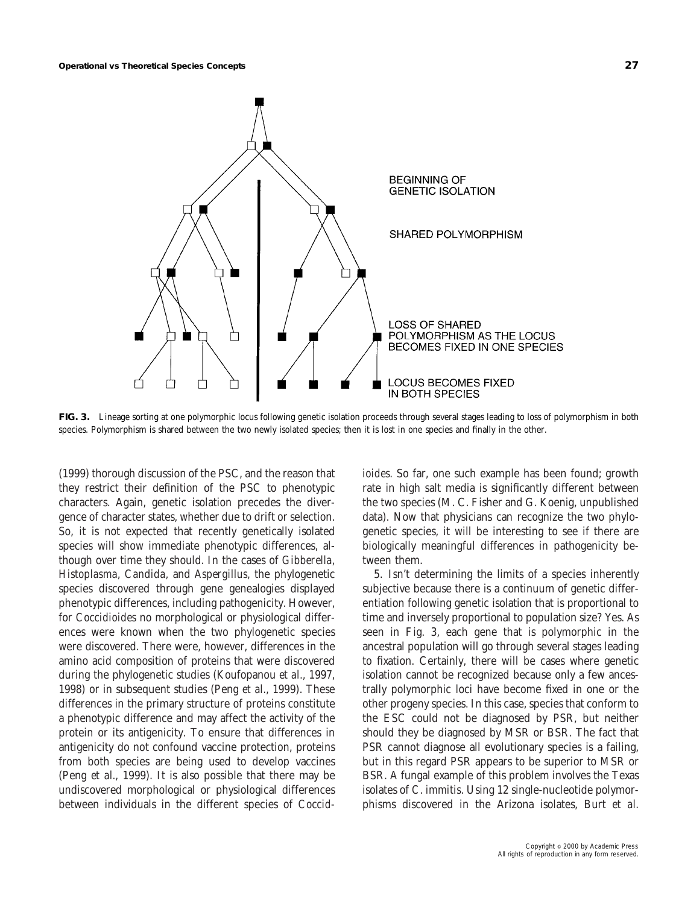FIG. 3. Lineage sorting at one polymorphic locus following genetic isolation proceeds through several stages leading to loss of polymorphism in both species. Polymorphism is shared between the two newly isolated species; then it is lost in one species and finally in the other.

(1999) thorough discussion of the PSC, and the reason that they restrict their definition of the PSC to phenotypic characters. Again, genetic isolation precedes the divergence of character states, whether due to drift or selection. So, it is not expected that recently genetically isolated species will show immediate phenotypic differences, although over time they should. In the cases of *Gibberella*, *Histoplasma*, *Candida*, and *Aspergillus*, the phylogenetic species discovered through gene genealogies displayed phenotypic differences, including pathogenicity. However, for *Coccidioides* no morphological or physiological differences were known when the two phylogenetic species were discovered. There were, however, differences in the amino acid composition of proteins that were discovered during the phylogenetic studies (Koufopanou *et al.*, 1997, 1998) or in subsequent studies (Peng *et al.*, 1999). These differences in the primary structure of proteins constitute a phenotypic difference and may affect the activity of the protein or its antigenicity. To ensure that differences in antigenicity do not confound vaccine protection, proteins from both species are being used to develop vaccines (Peng *et al.*, 1999). It is also possible that there may be undiscovered morphological or physiological differences between individuals in the different species of *Coccidioides*. So far, one such example has been found; growth rate in high salt media is significantly different between the two species (M. C. Fisher and G. Koenig, unpublished data). Now that physicians can recognize the two phylogenetic species, it will be interesting to see if there are biologically meaningful differences in pathogenicity between them.

5. Isn't determining the limits of a species inherently subjective because there is a continuum of genetic differentiation following genetic isolation that is proportional to time and inversely proportional to population size? Yes. As seen in Fig. 3, each gene that is polymorphic in the ancestral population will go through several stages leading to fixation. Certainly, there will be cases where genetic isolation cannot be recognized because only a few ancestrally polymorphic loci have become fixed in one or the other progeny species. In this case, species that conform to the ESC could not be diagnosed by PSR, but neither should they be diagnosed by MSR or BSR. The fact that PSR cannot diagnose all evolutionary species is a failing, but in this regard PSR appears to be superior to MSR or BSR. A fungal example of this problem involves the Texas isolates of *C. immitis*. Using 12 single-nucleotide polymorphisms discovered in the Arizona isolates, Burt *et al.*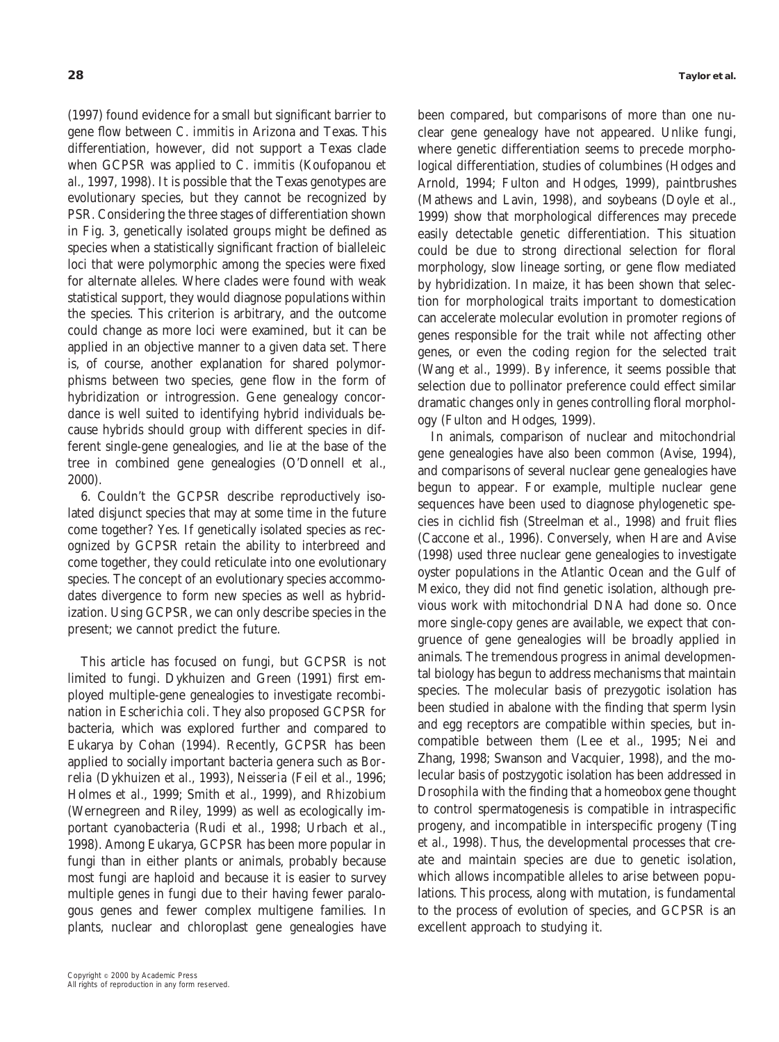(1997) found evidence for a small but significant barrier to gene flow between *C. immitis* in Arizona and Texas. This differentiation, however, did not support a Texas clade when GCPSR was applied to *C. immitis* (Koufopanou *et al.*, 1997, 1998). It is possible that the Texas genotypes are evolutionary species, but they cannot be recognized by PSR. Considering the three stages of differentiation shown in Fig. 3, genetically isolated groups might be defined as species when a statistically significant fraction of bialleleic loci that were polymorphic among the species were fixed for alternate alleles. Where clades were found with weak statistical support, they would diagnose populations within the species. This criterion is arbitrary, and the outcome could change as more loci were examined, but it can be applied in an objective manner to a given data set. There is, of course, another explanation for shared polymorphisms between two species, gene flow in the form of hybridization or introgression. Gene genealogy concordance is well suited to identifying hybrid individuals because hybrids should group with different species in different single-gene genealogies, and lie at the base of the tree in combined gene genealogies (O'Donnell *et al.*, 2000).

6. Couldn't the GCPSR describe reproductively isolated disjunct species that may at some time in the future come together? Yes. If genetically isolated species as recognized by GCPSR retain the ability to interbreed and come together, they could reticulate into one evolutionary species. The concept of an evolutionary species accommodates divergence to form new species as well as hybridization. Using GCPSR, we can only describe species in the present; we cannot predict the future.

This article has focused on fungi, but GCPSR is not limited to fungi. Dykhuizen and Green (1991) first employed multiple-gene genealogies to investigate recombination in *Escherichia coli*. They also proposed GCPSR for bacteria, which was explored further and compared to Eukarya by Cohan (1994). Recently, GCPSR has been applied to socially important bacteria genera such as *Borrelia* (Dykhuizen *et al.*, 1993), *Neisseria* (Feil *et al.*, 1996; Holmes *et al.*, 1999; Smith *et al.*, 1999), and *Rhizobium* (Wernegreen and Riley, 1999) as well as ecologically important cyanobacteria (Rudi *et al.*, 1998; Urbach *et al.*, 1998). Among Eukarya, GCPSR has been more popular in fungi than in either plants or animals, probably because most fungi are haploid and because it is easier to survey multiple genes in fungi due to their having fewer paralogous genes and fewer complex multigene families. In plants, nuclear and chloroplast gene genealogies have been compared, but comparisons of more than one nuclear gene genealogy have not appeared. Unlike fungi, where genetic differentiation seems to precede morphological differentiation, studies of columbines (Hodges and Arnold, 1994; Fulton and Hodges, 1999), paintbrushes (Mathews and Lavin, 1998), and soybeans (Doyle *et al.*, 1999) show that morphological differences may precede easily detectable genetic differentiation. This situation could be due to strong directional selection for floral morphology, slow lineage sorting, or gene flow mediated by hybridization. In maize, it has been shown that selection for morphological traits important to domestication can accelerate molecular evolution in promoter regions of genes responsible for the trait while not affecting other genes, or even the coding region for the selected trait (Wang *et al.*, 1999). By inference, it seems possible that selection due to pollinator preference could effect similar dramatic changes only in genes controlling floral morphology (Fulton and Hodges, 1999).

In animals, comparison of nuclear and mitochondrial gene genealogies have also been common (Avise, 1994), and comparisons of several nuclear gene genealogies have begun to appear. For example, multiple nuclear gene sequences have been used to diagnose phylogenetic species in cichlid fish (Streelman *et al.*, 1998) and fruit flies (Caccone *et al.*, 1996). Conversely, when Hare and Avise (1998) used three nuclear gene genealogies to investigate oyster populations in the Atlantic Ocean and the Gulf of Mexico, they did not find genetic isolation, although previous work with mitochondrial DNA had done so. Once more single-copy genes are available, we expect that congruence of gene genealogies will be broadly applied in animals. The tremendous progress in animal developmental biology has begun to address mechanisms that maintain species. The molecular basis of prezygotic isolation has been studied in abalone with the finding that sperm lysin and egg receptors are compatible within species, but incompatible between them (Lee *et al.*, 1995; Nei and Zhang, 1998; Swanson and Vacquier, 1998), and the molecular basis of postzygotic isolation has been addressed in *Drosophila* with the finding that a homeobox gene thought to control spermatogenesis is compatible in intraspecific progeny, and incompatible in interspecific progeny (Ting *et al.*, 1998). Thus, the developmental processes that create and maintain species are due to genetic isolation, which allows incompatible alleles to arise between populations. This process, along with mutation, is fundamental to the process of evolution of species, and GCPSR is an excellent approach to studying it.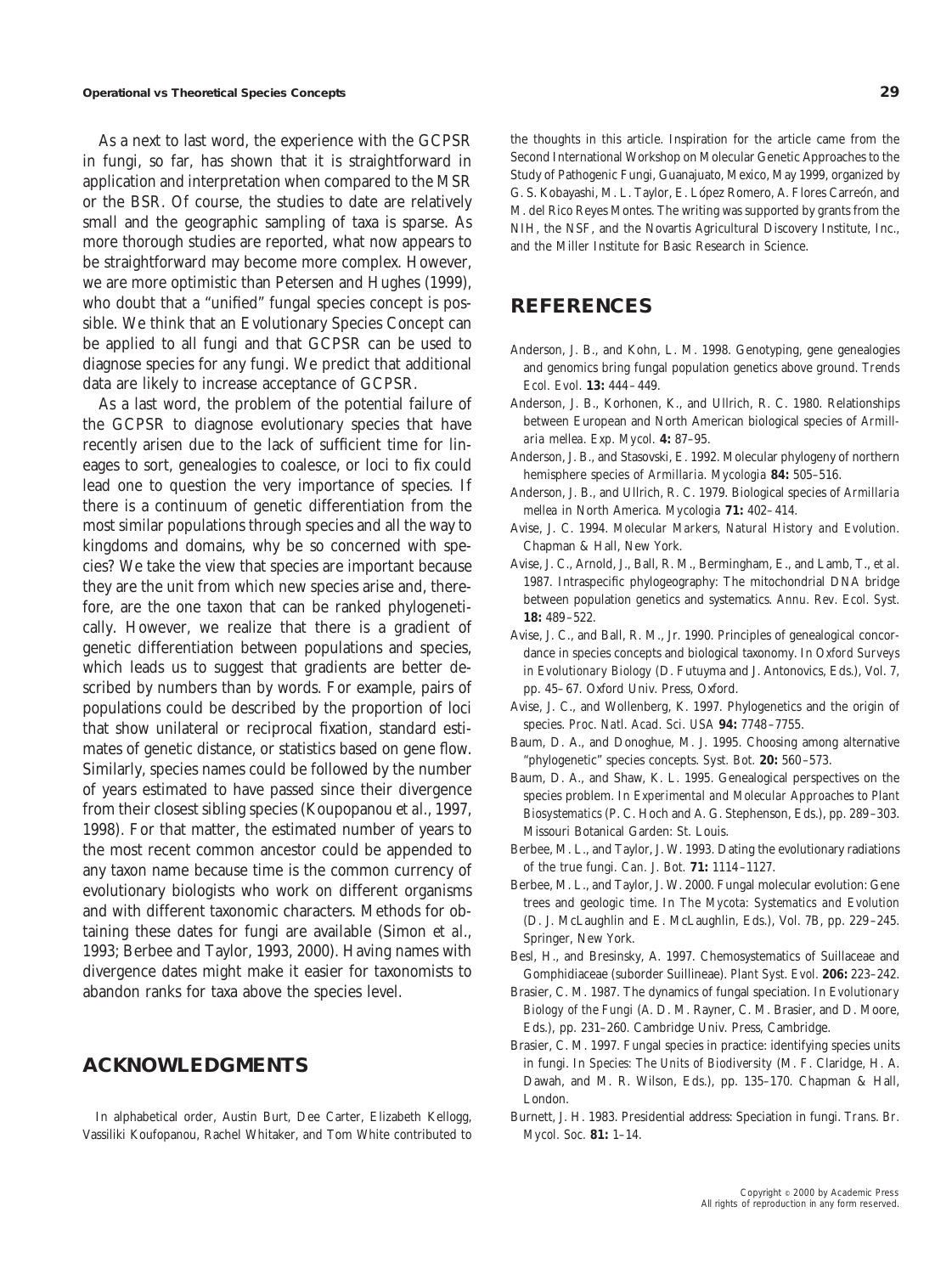As a next to last word, the experience with the GCPSR in fungi, so far, has shown that it is straightforward in application and interpretation when compared to the MSR or the BSR. Of course, the studies to date are relatively small and the geographic sampling of taxa is sparse. As more thorough studies are reported, what now appears to be straightforward may become more complex. However, we are more optimistic than Petersen and Hughes (1999), who doubt that a "unified" fungal species concept is possible. We think that an Evolutionary Species Concept can be applied to all fungi and that GCPSR can be used to diagnose species for any fungi. We predict that additional data are likely to increase acceptance of GCPSR.

As a last word, the problem of the potential failure of the GCPSR to diagnose evolutionary species that have recently arisen due to the lack of sufficient time for lineages to sort, genealogies to coalesce, or loci to fix could lead one to question the very importance of species. If there is a continuum of genetic differentiation from the most similar populations through species and all the way to kingdoms and domains, why be so concerned with species? We take the view that species are important because they are the unit from which new species arise and, therefore, are the one taxon that can be ranked phylogenetically. However, we realize that there is a gradient of genetic differentiation between populations and species, which leads us to suggest that gradients are better described by numbers than by words. For example, pairs of populations could be described by the proportion of loci that show unilateral or reciprocal fixation, standard estimates of genetic distance, or statistics based on gene flow. Similarly, species names could be followed by the number of years estimated to have passed since their divergence from their closest sibling species (Koupopanou *et al.*, 1997, 1998). For that matter, the estimated number of years to the most recent common ancestor could be appended to any taxon name because time is the common currency of evolutionary biologists who work on different organisms and with different taxonomic characters. Methods for obtaining these dates for fungi are available (Simon *et al.*, 1993; Berbee and Taylor, 1993, 2000). Having names with divergence dates might make it easier for taxonomists to abandon ranks for taxa above the species level.

## ACKNOWLEDGMENTS

In alphabetical order, Austin Burt, Dee Carter, Elizabeth Kellogg, Vassiliki Koufopanou, Rachel Whitaker, and Tom White contributed to the thoughts in this article. Inspiration for the article came from the Second International Workshop on Molecular Genetic Approaches to the Study of Pathogenic Fungi, Guanajuato, Mexico, May 1999, organized by G. S. Kobayashi, M. L. Taylor, E. López Romero, A. Flores Carreón, and M. del Rico Reyes Montes. The writing was supported by grants from the NIH, the NSF, and the Novartis Agricultural Discovery Institute, Inc., and the Miller Institute for Basic Research in Science.

## REFERENCES

Anderson, J. B., and Kohn, L. M. 1998. Genotyping, gene genealogies and genomics bring fungal population genetics above ground. *Trends Ecol. Evol.* **13:** 444–449.

Anderson, J. B., Korhonen, K., and Ullrich, R. C. 1980. Relationships between European and North American biological species of *Armillaria mellea*. *Exp. Mycol.* **4:** 87–95.

Anderson, J. B., and Stasovski, E. 1992. Molecular phylogeny of northern hemisphere species of *Armillaria*. *Mycologia* **84:** 505–516.

Anderson, J. B., and Ullrich, R. C. 1979. Biological species of *Armillaria mellea* in North America. *Mycologia* **71:** 402–414.

Avise, J. C. 1994. *Molecular Markers, Natural History and Evolution*. Chapman & Hall, New York.

Avise, J. C., Arnold, J., Ball, R. M., Bermingham, E., and Lamb, T., *et al.* 1987. Intraspecific phylogeography: The mitochondrial DNA bridge between population genetics and systematics. *Annu. Rev. Ecol. Syst.* **18:** 489–522.

Avise, J. C., and Ball, R. M., Jr. 1990. Principles of genealogical concordance in species concepts and biological taxonomy. In *Oxford Surveys in Evolutionary Biology* (D. Futuyma and J. Antonovics, Eds.), Vol. 7, pp. 45–67. Oxford Univ. Press, Oxford.

Avise, J. C., and Wollenberg, K. 1997. Phylogenetics and the origin of species. *Proc. Natl. Acad. Sci. USA* **94:** 7748–7755.

Baum, D. A., and Donoghue, M. J. 1995. Choosing among alternative "phylogenetic" species concepts. *Syst. Bot.* **20:** 560–573.

Baum, D. A., and Shaw, K. L. 1995. Genealogical perspectives on the species problem. In *Experimental and Molecular Approaches to Plant Biosystematics* (P. C. Hoch and A. G. Stephenson, Eds.), pp. 289–303. Missouri Botanical Garden: St. Louis.

Berbee, M. L., and Taylor, J. W. 1993. Dating the evolutionary radiations of the true fungi. *Can. J. Bot.* **71:** 1114–1127.

Berbee, M. L., and Taylor, J. W. 2000. Fungal molecular evolution: Gene trees and geologic time. In *The Mycota: Systematics and Evolution* (D. J. McLaughlin and E. McLaughlin, Eds.), Vol. 7B, pp. 229–245. Springer, New York.

Besl, H., and Bresinsky, A. 1997. Chemosystematics of Suillaceae and Gomphidiaceae (suborder Suillineae). *Plant Syst. Evol.* **206:** 223–242.

Brasier, C. M. 1987. The dynamics of fungal speciation. In *Evolutionary Biology of the Fungi* (A. D. M. Rayner, C. M. Brasier, and D. Moore, Eds.), pp. 231–260. Cambridge Univ. Press, Cambridge.

Brasier, C. M. 1997. Fungal species in practice: identifying species units in fungi. In *Species: The Units of Biodiversity* (M. F. Claridge, H. A. Dawah, and M. R. Wilson, Eds.), pp. 135–170. Chapman & Hall, London.

Burnett, J. H. 1983. Presidential address: Speciation in fungi. *Trans. Br. Mycol. Soc.* **81:** 1–14.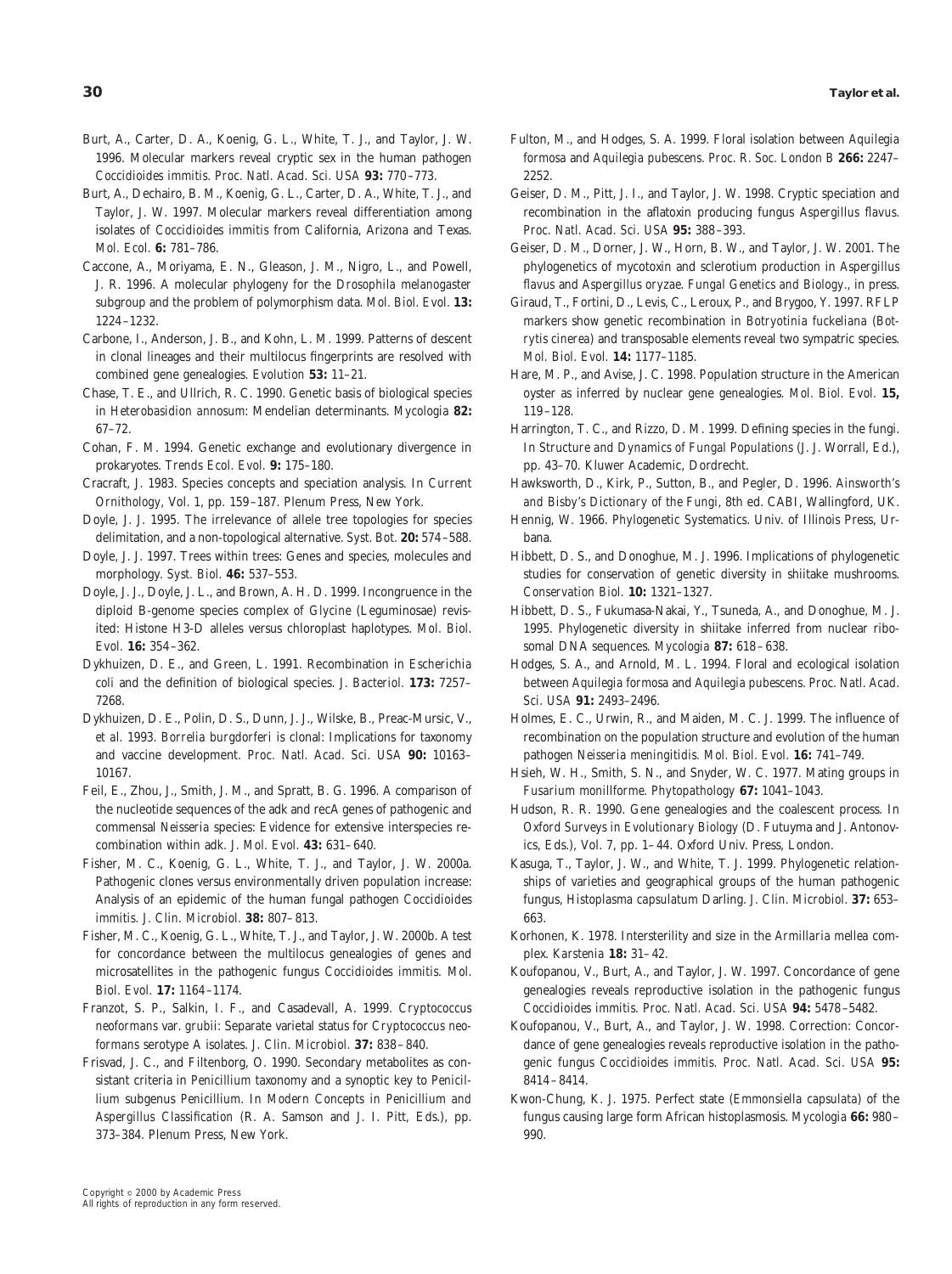Burt, A., Carter, D. A., Koenig, G. L., White, T. J., and Taylor, J. W. 1996. Molecular markers reveal cryptic sex in the human pathogen *Coccidioides immitis*. *Proc. Natl. Acad. Sci. USA* **93:** 770–773.

Burt, A., Dechairo, B. M., Koenig, G. L., Carter, D. A., White, T. J., and Taylor, J. W. 1997. Molecular markers reveal differentiation among isolates of *Coccidioides immitis* from California, Arizona and Texas. *Mol. Ecol.* **6:** 781–786.

Caccone, A., Moriyama, E. N., Gleason, J. M., Nigro, L., and Powell, J. R. 1996. A molecular phylogeny for the *Drosophila melanogaster* subgroup and the problem of polymorphism data. *Mol. Biol. Evol.* **13:** 1224–1232.

Carbone, I., Anderson, J. B., and Kohn, L. M. 1999. Patterns of descent in clonal lineages and their multilocus fingerprints are resolved with combined gene genealogies. *Evolution* **53:** 11–21.

Chase, T. E., and Ullrich, R. C. 1990. Genetic basis of biological species in *Heterobasidion annosum*: Mendelian determinants. *Mycologia* **82:** 67–72.

Cohan, F. M. 1994. Genetic exchange and evolutionary divergence in prokaryotes. *Trends Ecol. Evol.* **9:** 175–180.

Cracraft, J. 1983. Species concepts and speciation analysis. In *Current Ornithology*, Vol. 1, pp. 159–187. Plenum Press, New York.

Doyle, J. J. 1995. The irrelevance of allele tree topologies for species delimitation, and a non-topological alternative. *Syst. Bot.* **20:** 574–588.

Doyle, J. J. 1997. Trees within trees: Genes and species, molecules and morphology. *Syst. Biol.* **46:** 537–553.

Doyle, J. J., Doyle, J. L., and Brown, A. H. D. 1999. Incongruence in the diploid B-genome species complex of *Glycine* (Leguminosae) revisited: Histone H3-D alleles versus chloroplast haplotypes. *Mol. Biol. Evol.* **16:** 354–362.

Dykhuizen, D. E., and Green, L. 1991. Recombination in *Escherichia coli* and the definition of biological species. *J. Bacteriol.* **173:** 7257–7268.

Dykhuizen, D. E., Polin, D. S., Dunn, J. J., Wilske, B., Preac-Mursic, V., *et al.* 1993. *Borrelia burgdorferi* is clonal: Implications for taxonomy and vaccine development. *Proc. Natl. Acad. Sci. USA* **90:** 10163–10167.

Feil, E., Zhou, J., Smith, J. M., and Spratt, B. G. 1996. A comparison of the nucleotide sequences of the adk and recA genes of pathogenic and commensal *Neisseria* species: Evidence for extensive interspecies recombination within adk. *J. Mol. Evol.* **43:** 631–640.

Fisher, M. C., Koenig, G. L., White, T. J., and Taylor, J. W. 2000a. Pathogenic clones versus environmentally driven population increase: Analysis of an epidemic of the human fungal pathogen *Coccidioides immitis*. *J. Clin. Microbiol.* **38:** 807–813.

Fisher, M. C., Koenig, G. L., White, T. J., and Taylor, J. W. 2000b. A test for concordance between the multilocus genealogies of genes and microsatellites in the pathogenic fungus *Coccidioides immitis*. *Mol. Biol. Evol.* **17:** 1164–1174.

Franzot, S. P., Salkin, I. F., and Casadevall, A. 1999. *Cryptococcus neoformans* var. *grubii*: Separate varietal status for *Cryptococcus neoformans* serotype A isolates. *J. Clin. Microbiol.* **37:** 838–840.

Frisvad, J. C., and Filtenborg, O. 1990. Secondary metabolites as consistant criteria in *Penicillium* taxonomy and a synoptic key to *Penicillium* subgenus *Penicillium*. In *Modern Concepts in Penicillium and Aspergillus Classification* (R. A. Samson and J. I. Pitt, Eds.), pp. 373–384. Plenum Press, New York.

Fulton, M., and Hodges, S. A. 1999. Floral isolation between *Aquilegia formosa* and *Aquilegia pubescens*. *Proc. R. Soc. London B* **266:** 2247–2252.

Geiser, D. M., Pitt, J. I., and Taylor, J. W. 1998. Cryptic speciation and recombination in the aflatoxin producing fungus *Aspergillus flavus*. *Proc. Natl. Acad. Sci. USA* **95:** 388–393.

Geiser, D. M., Dorner, J. W., Horn, B. W., and Taylor, J. W. 2001. The phylogenetics of mycotoxin and sclerotium production in *Aspergillus flavus* and *Aspergillus oryzae*. *Fungal Genetics and Biology*., in press.

Giraud, T., Fortini, D., Levis, C., Leroux, P., and Brygoo, Y. 1997. RFLP markers show genetic recombination in *Botryotinia fuckeliana* (*Botrytis cinerea*) and transposable elements reveal two sympatric species. *Mol. Biol. Evol.* **14:** 1177–1185.

Hare, M. P., and Avise, J. C. 1998. Population structure in the American oyster as inferred by nuclear gene genealogies. *Mol. Biol. Evol.* **15,** 119–128.

Harrington, T. C., and Rizzo, D. M. 1999. Defining species in the fungi. In *Structure and Dynamics of Fungal Populations* (J. J. Worrall, Ed.), pp. 43–70. Kluwer Academic, Dordrecht.

Hawksworth, D., Kirk, P., Sutton, B., and Pegler, D. 1996. *Ainsworth's and Bisby's Dictionary of the Fungi*, 8th ed. CABI, Wallingford, UK.

Hennig, W. 1966. *Phylogenetic Systematics*. Univ. of Illinois Press, Urbana.

Hibbett, D. S., and Donoghue, M. J. 1996. Implications of phylogenetic studies for conservation of genetic diversity in shiitake mushrooms. *Conservation Biol.* **10:** 1321–1327.

Hibbett, D. S., Fukumasa-Nakai, Y., Tsuneda, A., and Donoghue, M. J. 1995. Phylogenetic diversity in shiitake inferred from nuclear ribosomal DNA sequences. *Mycologia* **87:** 618–638.

Hodges, S. A., and Arnold, M. L. 1994. Floral and ecological isolation between *Aquilegia formosa* and *Aquilegia pubescens*. *Proc. Natl. Acad. Sci. USA* **91:** 2493–2496.

Holmes, E. C., Urwin, R., and Maiden, M. C. J. 1999. The influence of recombination on the population structure and evolution of the human pathogen *Neisseria meningitidis*. *Mol. Biol. Evol.* **16:** 741–749.

Hsieh, W. H., Smith, S. N., and Snyder, W. C. 1977. Mating groups in *Fusarium monillforme*. *Phytopathology* **67:** 1041–1043.

Hudson, R. R. 1990. Gene genealogies and the coalescent process. In *Oxford Surveys in Evolutionary Biology* (D. Futuyma and J. Antonovics, Eds.), Vol. 7, pp. 1–44. Oxford Univ. Press, London.

Kasuga, T., Taylor, J. W., and White, T. J. 1999. Phylogenetic relationships of varieties and geographical groups of the human pathogenic fungus, *Histoplasma capsulatum* Darling. *J. Clin. Microbiol.* **37:** 653–663.

Korhonen, K. 1978. Intersterility and size in the *Armillaria mellea* complex. *Karstenia* **18:** 31–42.

Koufopanou, V., Burt, A., and Taylor, J. W. 1997. Concordance of gene genealogies reveals reproductive isolation in the pathogenic fungus *Coccidioides immitis*. *Proc. Natl. Acad. Sci. USA* **94:** 5478–5482.

Koufopanou, V., Burt, A., and Taylor, J. W. 1998. Correction: Concordance of gene genealogies reveals reproductive isolation in the pathogenic fungus *Coccidioides immitis*. *Proc. Natl. Acad. Sci. USA* **95:** 8414–8414.

Kwon-Chung, K. J. 1975. Perfect state (*Emmonsiella capsulata*) of the fungus causing large form African histoplasmosis. *Mycologia* **66:** 980–990.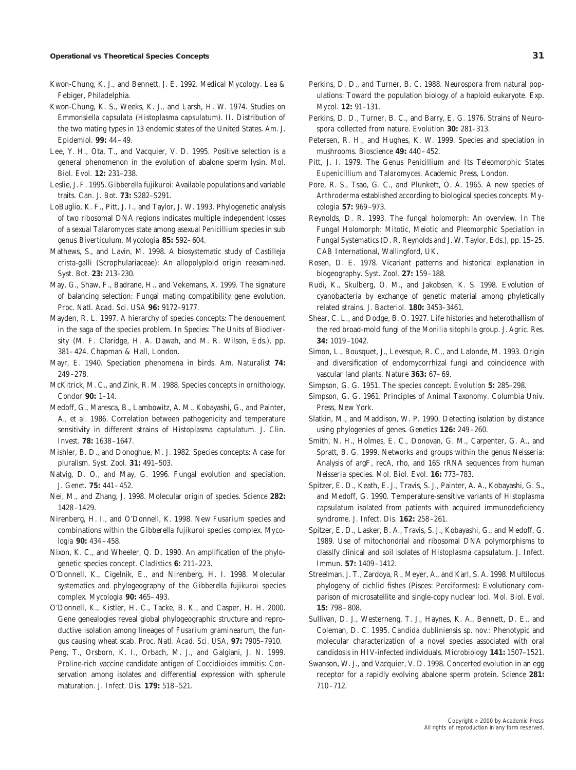Kwon-Chung, K. J., and Bennett, J. E. 1992. *Medical Mycology.* Lea & Febiger, Philadelphia.

Kwon-Chung, K. S., Weeks, K. J., and Larsh, H. W. 1974. Studies on *Emmonsiella capsulata* (*Histoplasma capsulatum*). II. Distribution of the two mating types in 13 endemic states of the United States. *Am. J. Epidemiol.* **99:** 44–49.

Lee, Y. H., Ota, T., and Vacquier, V. D. 1995. Positive selection is a general phenomenon in the evolution of abalone sperm lysin. *Mol. Biol. Evol.* **12:** 231–238.

Leslie, J. F. 1995. *Gibberella fujikuroi*: Available populations and variable traits. *Can. J. Bot.* **73:** S282–S291.

LoBuglio, K. F., Pitt, J. I., and Taylor, J. W. 1993. Phylogenetic analysis of two ribosomal DNA regions indicates multiple independent losses of a sexual *Talaromyces* state among asexual *Penicillium* species in sub genus *Biverticulum. Mycologia* **85:** 592–604.

Mathews, S., and Lavin, M. 1998. A biosystematic study of *Castilleja crista-galli* (Scrophulariaceae): An allopolyploid origin reexamined. *Syst. Bot.* **23:** 213–230.

May, G., Shaw, F., Badrane, H., and Vekemans, X. 1999. The signature of balancing selection: Fungal mating compatibility gene evolution. *Proc. Natl. Acad. Sci. USA* **96:** 9172–9177.

Mayden, R. L. 1997. A hierarchy of species concepts: The denouement in the saga of the species problem. *In Species: The Units of Biodiversity* (M. F. Claridge, H. A. Dawah, and M. R. Wilson, Eds.), pp. 381–424. Chapman & Hall, London.

Mayr, E. 1940. Speciation phenomena in birds. *Am. Naturalist* **74:** 249–278.

McKitrick, M. C., and Zink, R. M. 1988. Species concepts in ornithology. *Condor* **90:** 1–14.

Medoff, G., Maresca, B., Lambowitz, A. M., Kobayashi, G., and Painter, A., *et al.* 1986. Correlation between pathogenicity and temperature sensitivity in different strains of *Histoplasma capsulatum. J. Clin. Invest.* **78:** 1638–1647.

Mishler, B. D., and Donoghue, M. J. 1982. Species concepts: A case for pluralism. *Syst. Zool.* **31:** 491–503.

Natvig, D. O., and May, G. 1996. Fungal evolution and speciation. *J. Genet.* **75:** 441–452.

Nei, M., and Zhang, J. 1998. Molecular origin of species. *Science* **282:** 1428–1429.

Nirenberg, H. I., and O'Donnell, K. 1998. New *Fusarium* species and combinations within the *Gibberella fujikuroi* species complex. *Mycologia* **90:** 434–458.

Nixon, K. C., and Wheeler, Q. D. 1990. An amplification of the phylogenetic species concept. *Cladistics* **6:** 211–223.

O'Donnell, K., Cigelnik, E., and Nirenberg, H. I. 1998. Molecular systematics and phylogeography of the *Gibberella fujikuroi* species complex. *Mycologia* **90:** 465–493.

O'Donnell, K., Kistler, H. C., Tacke, B. K., and Casper, H. H. 2000. Gene genealogies reveal global phylogeographic structure and reproductive isolation among lineages of *Fusarium graminearum*, the fungus causing wheat scab. *Proc. Natl. Acad. Sci. USA,* **97:** 7905–7910.

Peng, T., Orsborn, K. I., Orbach, M. J., and Galgiani, J. N. 1999. Proline-rich vaccine candidate antigen of *Coccidioides immitis*: Conservation among isolates and differential expression with spherule maturation. *J. Infect. Dis.* **179:** 518–521.

Perkins, D. D., and Turner, B. C. 1988. *Neurospora* from natural populations: Toward the population biology of a haploid eukaryote. *Exp. Mycol.* **12:** 91–131.

Perkins, D. D., Turner, B. C., and Barry, E. G. 1976. Strains of *Neurospora* collected from nature. *Evolution* **30:** 281–313.

Petersen, R. H., and Hughes, K. W. 1999. Species and speciation in mushrooms. *Bioscience* **49:** 440–452.

Pitt, J. I. 1979. *The Genus Penicillium and Its Teleomorphic States Eupenicillium and Talaromyces.* Academic Press, London.

Pore, R. S., Tsao, G. C., and Plunkett, O. A. 1965. A new species of *Arthroderma* established according to biological species concepts. *Mycologia* **57:** 969–973.

Reynolds, D. R. 1993. The fungal holomorph: An overview. *In The Fungal Holomorph: Mitotic, Meiotic and Pleomorphic Speciation in Fungal Systematics* (D. R. Reynolds and J. W. Taylor, Eds.), pp. 15–25. CAB International, Wallingford, UK.

Rosen, D. E. 1978. Vicariant patterns and historical explanation in biogeography. *Syst. Zool.* **27:** 159–188.

Rudi, K., Skulberg, O. M., and Jakobsen, K. S. 1998. Evolution of cyanobacteria by exchange of genetic material among phyletically related strains. *J. Bacteriol.* **180:** 3453–3461.

Shear, C. L., and Dodge, B. O. 1927. Life histories and heterothallism of the red broad-mold fungi of the *Monilia sitophila* group. *J. Agric. Res.* **34:** 1019–1042.

Simon, L., Bousquet, J., Levesque, R. C., and Lalonde, M. 1993. Origin and diversification of endomycorrhizal fungi and coincidence with vascular land plants. *Nature* **363:** 67–69.

Simpson, G. G. 1951. The species concept. *Evolution* **5:** 285–298.

Simpson, G. G. 1961. *Principles of Animal Taxonomy.* Columbia Univ. Press, New York.

Slatkin, M., and Maddison, W. P. 1990. Detecting isolation by distance using phylogenies of genes. *Genetics* **126:** 249–260.

Smith, N. H., Holmes, E. C., Donovan, G. M., Carpenter, G. A., and Spratt, B. G. 1999. Networks and groups within the genus *Neisseria*: Analysis of argF, recA, rho, and 16S rRNA sequences from human *Neisseria* species. *Mol. Biol. Evol.* **16:** 773–783.

Spitzer, E. D., Keath, E. J., Travis, S. J., Painter, A. A., Kobayashi, G. S., and Medoff, G. 1990. Temperature-sensitive variants of *Histoplasma capsulatum* isolated from patients with acquired immunodeficiency syndrome. *J. Infect. Dis.* **162:** 258–261.

Spitzer, E. D., Lasker, B. A., Travis, S. J., Kobayashi, G., and Medoff, G. 1989. Use of mitochondrial and ribosomal DNA polymorphisms to classify clinical and soil isolates of *Histoplasma capsulatum. J. Infect. Immun.* **57:** 1409–1412.

Streelman, J. T., Zardoya, R., Meyer, A., and Karl, S. A. 1998. Multilocus phylogeny of cichlid fishes (Pisces: Perciformes): Evolutionary comparison of microsatellite and single-copy nuclear loci. *Mol. Biol. Evol.* **15:** 798–808.

Sullivan, D. J., Westerneng, T. J., Haynes, K. A., Bennett, D. E., and Coleman, D. C. 1995. *Candida dubliniensis* sp. nov.: Phenotypic and molecular characterization of a novel species associated with oral candidosis in HIV-infected individuals. *Microbiology* **141:** 1507–1521.

Swanson, W. J., and Vacquier, V. D. 1998. Concerted evolution in an egg receptor for a rapidly evolving abalone sperm protein. *Science* **281:** 710–712.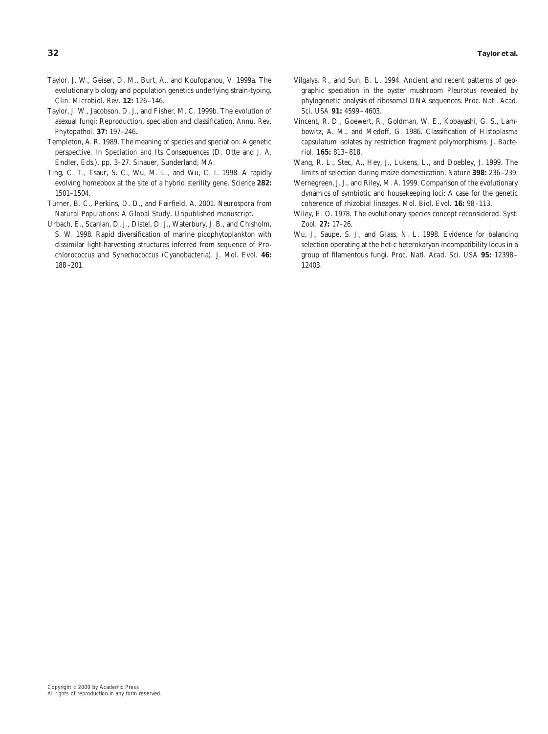Taylor, J. W., Geiser, D. M., Burt, A., and Koufopanou, V. 1999a. The evolutionary biology and population genetics underlying strain-typing. *Clin. Microbiol. Rev.* **12:** 126–146.

Taylor, J. W., Jacobson, D. J., and Fisher, M. C. 1999b. The evolution of asexual fungi: Reproduction, speciation and classification. *Annu. Rev. Phytopathol.* **37:** 197–246.

Templeton, A. R. 1989. The meaning of species and speciation: A genetic perspective. In *Speciation and Its Consequences* (D. Otte and J. A. Endler, Eds.), pp. 3–27. Sinauer, Sunderland, MA.

Ting, C. T., Tsaur, S. C., Wu, M. L., and Wu, C. I. 1998. A rapidly evolving homeobox at the site of a hybrid sterility gene. *Science* **282:** 1501–1504.

Turner, B. C., Perkins, D. D., and Fairfield, A. 2001. *Neurospora from Natural Populations: A Global Study.* Unpublished manuscript.

Urbach, E., Scanlan, D. J., Distel, D. J., Waterbury, J. B., and Chisholm, S. W. 1998. Rapid diversification of marine picophytoplankton with dissimilar light-harvesting structures inferred from sequence of *Prochlorococcus* and *Synechococcus* (Cyanobacteria). *J. Mol. Evol.* **46:** 188–201.

Vilgalys, R., and Sun, B. L. 1994. Ancient and recent patterns of geographic speciation in the oyster mushroom *Pleurotus* revealed by phylogenetic analysis of ribosomal DNA sequences. *Proc. Natl. Acad. Sci. USA* **91:** 4599–4603.

Vincent, R. D., Goewert, R., Goldman, W. E., Kobayashi, G. S., Lambowitz, A. M., and Medoff, G. 1986. Classification of *Histoplasma capsulatum* isolates by restriction fragment polymorphisms. *J. Bacteriol.* **165:** 813–818.

Wang, R. L., Stec, A., Hey, J., Lukens, L., and Doebley, J. 1999. The limits of selection during maize domestication. *Nature* **398:** 236–239.

Wernegreen, J. J., and Riley, M. A. 1999. Comparison of the evolutionary dynamics of symbiotic and housekeeping loci: A case for the genetic coherence of rhizobial lineages. *Mol. Biol. Evol.* **16:** 98–113.

Wiley, E. O. 1978. The evolutionary species concept reconsidered. *Syst. Zool.* **27:** 17–26.

Wu, J., Saupe, S. J., and Glass, N. L. 1998. Evidence for balancing selection operating at the het-c heterokaryon incompatibility locus in a group of filamentous fungi. *Proc. Natl. Acad. Sci. USA* **95:** 12398–12403.

Copyright © 2000 by Academic Press
All rights of reproduction in any form reserved.